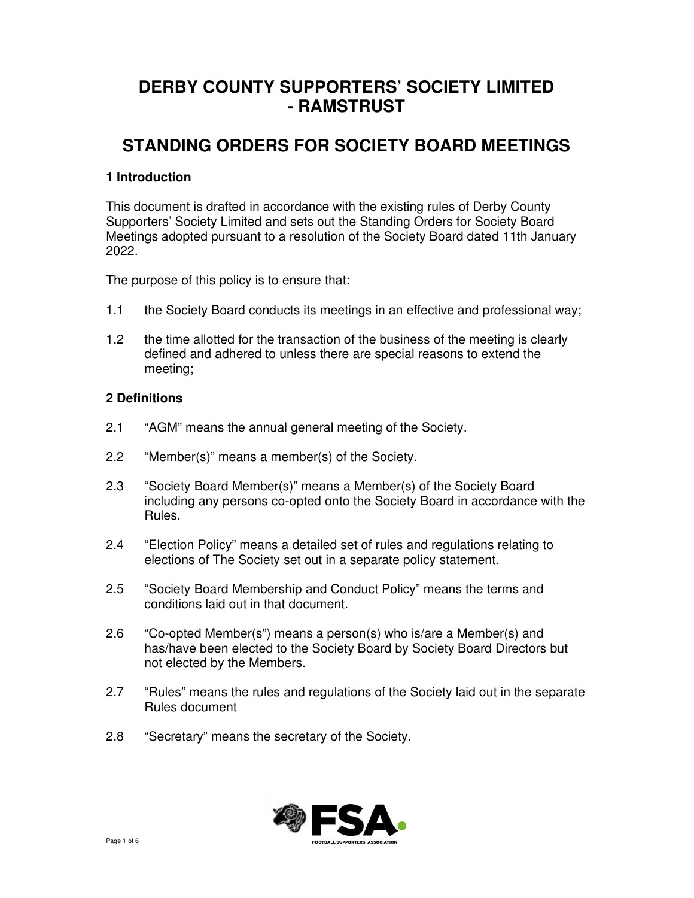# DERBY COUNTY SUPPORTERS' SOCIETY LIMITED - RAMSTRUST

# STANDING ORDERS FOR SOCIETY BOARD MEETINGS

### 1 Introduction

This document is drafted in accordance with the existing rules of Derby County Supporters' Society Limited and sets out the Standing Orders for Society Board Meetings adopted pursuant to a resolution of the Society Board dated 11th January 2022.

The purpose of this policy is to ensure that:

1.1 the Society Board conducts its meetings in an effective and professional way;

1.2 the time allotted for the transaction of the business of the meeting is clearly defined and adhered to unless there are special reasons to extend the meeting;

### 2 Definitions

2.1 "AGM" means the annual general meeting of the Society.

2.2 "Member(s)" means a member(s) of the Society.

2.3 "Society Board Member(s)" means a Member(s) of the Society Board including any persons co-opted onto the Society Board in accordance with the Rules.

2.4 "Election Policy" means a detailed set of rules and regulations relating to elections of The Society set out in a separate policy statement.

2.5 "Society Board Membership and Conduct Policy" means the terms and conditions laid out in that document.

2.6 "Co-opted Member(s") means a person(s) who is/are a Member(s) and has/have been elected to the Society Board by Society Board Directors but not elected by the Members.

2.7 "Rules" means the rules and regulations of the Society laid out in the separate Rules document

2.8 "Secretary" means the secretary of the Society.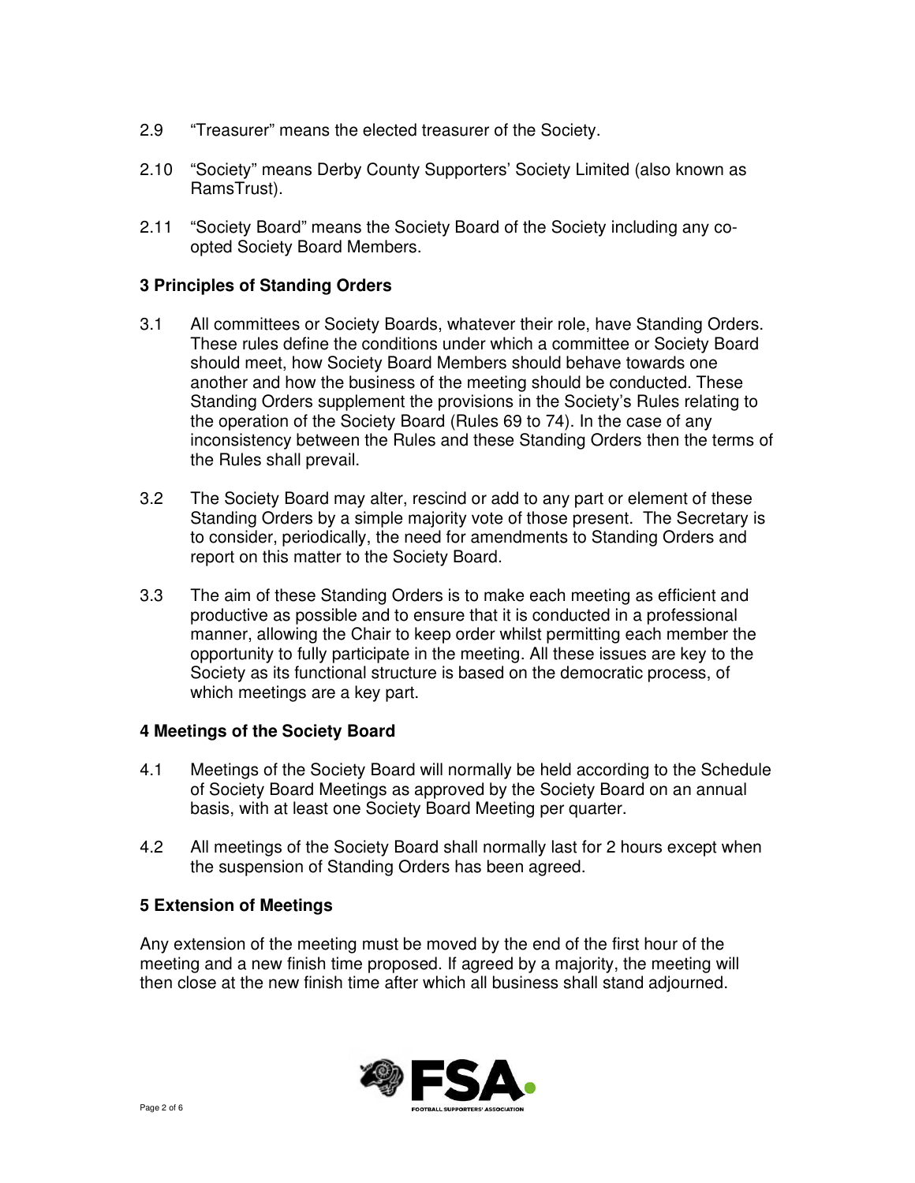2.9 "Treasurer" means the elected treasurer of the Society.

2.10 "Society" means Derby County Supporters' Society Limited (also known as RamsTrust).

2.11 "Society Board" means the Society Board of the Society including any co-opted Society Board Members.

## 3 Principles of Standing Orders

3.1 All committees or Society Boards, whatever their role, have Standing Orders. These rules define the conditions under which a committee or Society Board should meet, how Society Board Members should behave towards one another and how the business of the meeting should be conducted. These Standing Orders supplement the provisions in the Society's Rules relating to the operation of the Society Board (Rules 69 to 74). In the case of any inconsistency between the Rules and these Standing Orders then the terms of the Rules shall prevail.

3.2 The Society Board may alter, rescind or add to any part or element of these Standing Orders by a simple majority vote of those present. The Secretary is to consider, periodically, the need for amendments to Standing Orders and report on this matter to the Society Board.

3.3 The aim of these Standing Orders is to make each meeting as efficient and productive as possible and to ensure that it is conducted in a professional manner, allowing the Chair to keep order whilst permitting each member the opportunity to fully participate in the meeting. All these issues are key to the Society as its functional structure is based on the democratic process, of which meetings are a key part.

## 4 Meetings of the Society Board

4.1 Meetings of the Society Board will normally be held according to the Schedule of Society Board Meetings as approved by the Society Board on an annual basis, with at least one Society Board Meeting per quarter.

4.2 All meetings of the Society Board shall normally last for 2 hours except when the suspension of Standing Orders has been agreed.

## 5 Extension of Meetings

Any extension of the meeting must be moved by the end of the first hour of the meeting and a new finish time proposed. If agreed by a majority, the meeting will then close at the new finish time after which all business shall stand adjourned.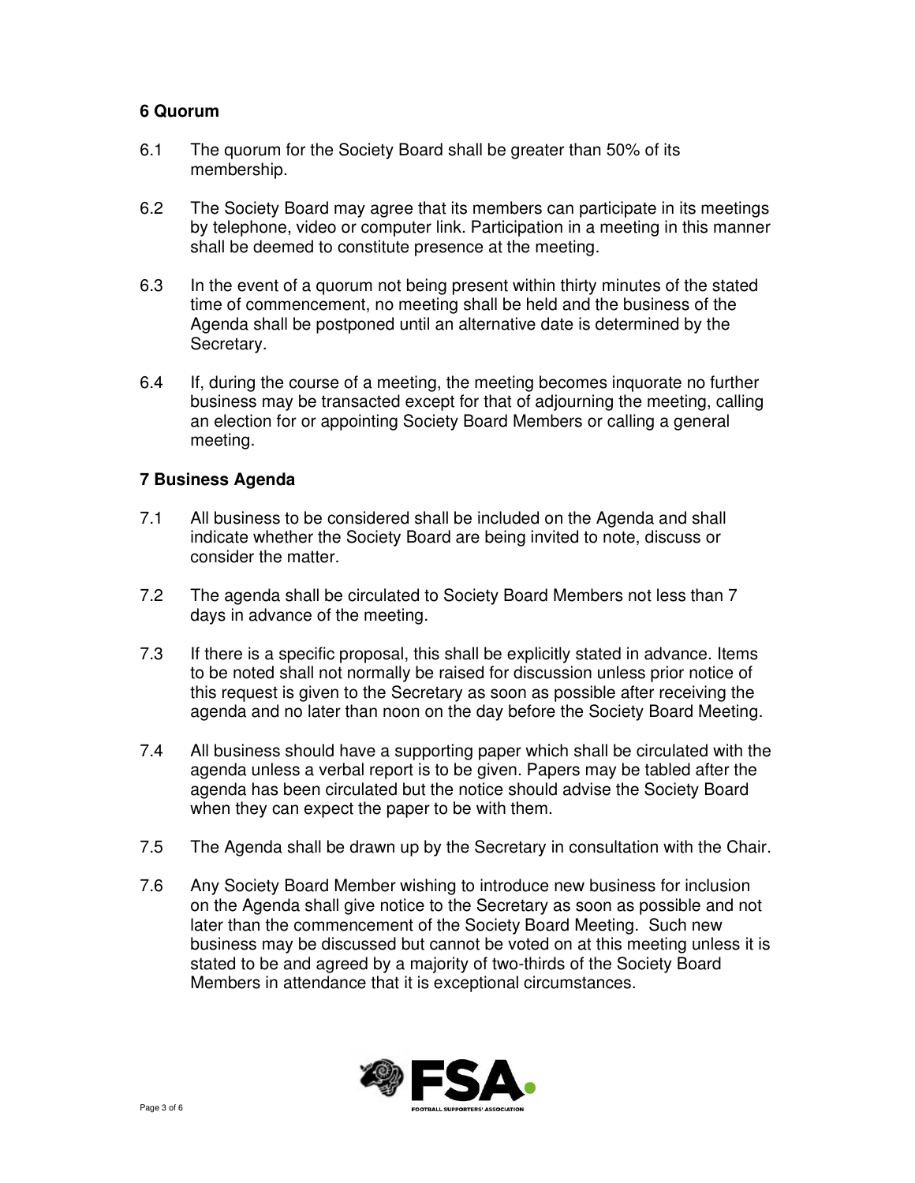## 6 Quorum

6.1 The quorum for the Society Board shall be greater than 50% of its membership.

6.2 The Society Board may agree that its members can participate in its meetings by telephone, video or computer link. Participation in a meeting in this manner shall be deemed to constitute presence at the meeting.

6.3 In the event of a quorum not being present within thirty minutes of the stated time of commencement, no meeting shall be held and the business of the Agenda shall be postponed until an alternative date is determined by the Secretary.

6.4 If, during the course of a meeting, the meeting becomes inquorate no further business may be transacted except for that of adjourning the meeting, calling an election for or appointing Society Board Members or calling a general meeting.

## 7 Business Agenda

7.1 All business to be considered shall be included on the Agenda and shall indicate whether the Society Board are being invited to note, discuss or consider the matter.

7.2 The agenda shall be circulated to Society Board Members not less than 7 days in advance of the meeting.

7.3 If there is a specific proposal, this shall be explicitly stated in advance. Items to be noted shall not normally be raised for discussion unless prior notice of this request is given to the Secretary as soon as possible after receiving the agenda and no later than noon on the day before the Society Board Meeting.

7.4 All business should have a supporting paper which shall be circulated with the agenda unless a verbal report is to be given. Papers may be tabled after the agenda has been circulated but the notice should advise the Society Board when they can expect the paper to be with them.

7.5 The Agenda shall be drawn up by the Secretary in consultation with the Chair.

7.6 Any Society Board Member wishing to introduce new business for inclusion on the Agenda shall give notice to the Secretary as soon as possible and not later than the commencement of the Society Board Meeting. Such new business may be discussed but cannot be voted on at this meeting unless it is stated to be and agreed by a majority of two-thirds of the Society Board Members in attendance that it is exceptional circumstances.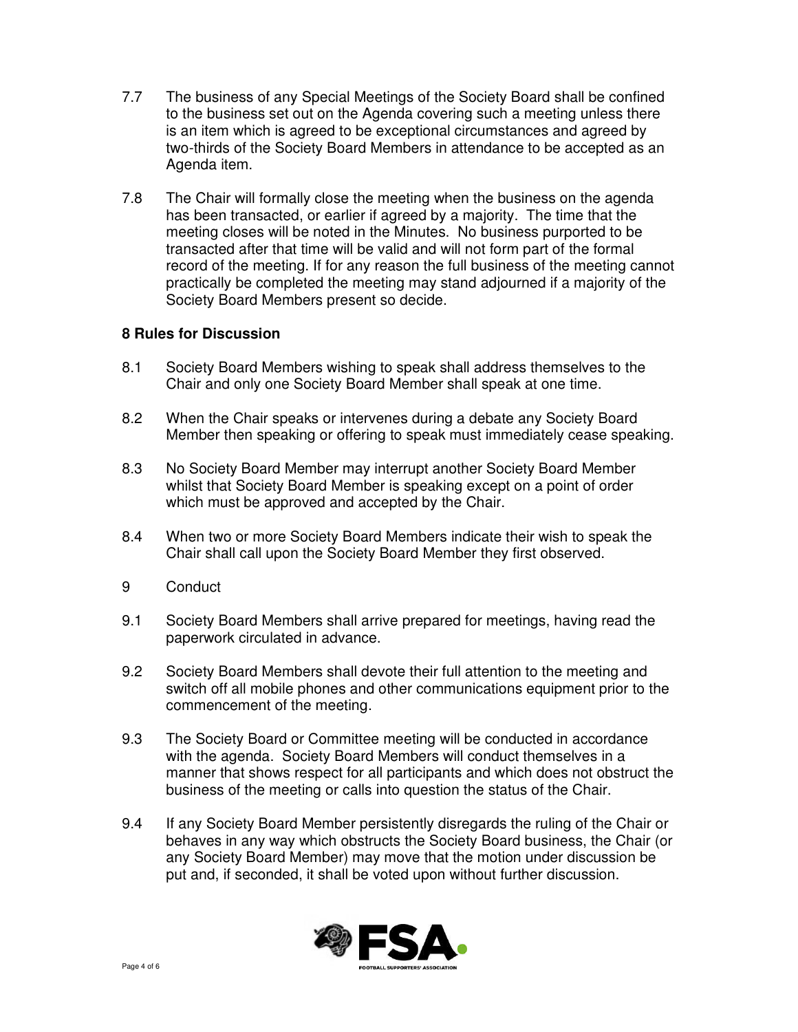7.7 The business of any Special Meetings of the Society Board shall be confined to the business set out on the Agenda covering such a meeting unless there is an item which is agreed to be exceptional circumstances and agreed by two-thirds of the Society Board Members in attendance to be accepted as an Agenda item.

7.8 The Chair will formally close the meeting when the business on the agenda has been transacted, or earlier if agreed by a majority. The time that the meeting closes will be noted in the Minutes. No business purported to be transacted after that time will be valid and will not form part of the formal record of the meeting. If for any reason the full business of the meeting cannot practically be completed the meeting may stand adjourned if a majority of the Society Board Members present so decide.

**8 Rules for Discussion**

8.1 Society Board Members wishing to speak shall address themselves to the Chair and only one Society Board Member shall speak at one time.

8.2 When the Chair speaks or intervenes during a debate any Society Board Member then speaking or offering to speak must immediately cease speaking.

8.3 No Society Board Member may interrupt another Society Board Member whilst that Society Board Member is speaking except on a point of order which must be approved and accepted by the Chair.

8.4 When two or more Society Board Members indicate their wish to speak the Chair shall call upon the Society Board Member they first observed.

9 Conduct

9.1 Society Board Members shall arrive prepared for meetings, having read the paperwork circulated in advance.

9.2 Society Board Members shall devote their full attention to the meeting and switch off all mobile phones and other communications equipment prior to the commencement of the meeting.

9.3 The Society Board or Committee meeting will be conducted in accordance with the agenda. Society Board Members will conduct themselves in a manner that shows respect for all participants and which does not obstruct the business of the meeting or calls into question the status of the Chair.

9.4 If any Society Board Member persistently disregards the ruling of the Chair or behaves in any way which obstructs the Society Board business, the Chair (or any Society Board Member) may move that the motion under discussion be put and, if seconded, it shall be voted upon without further discussion.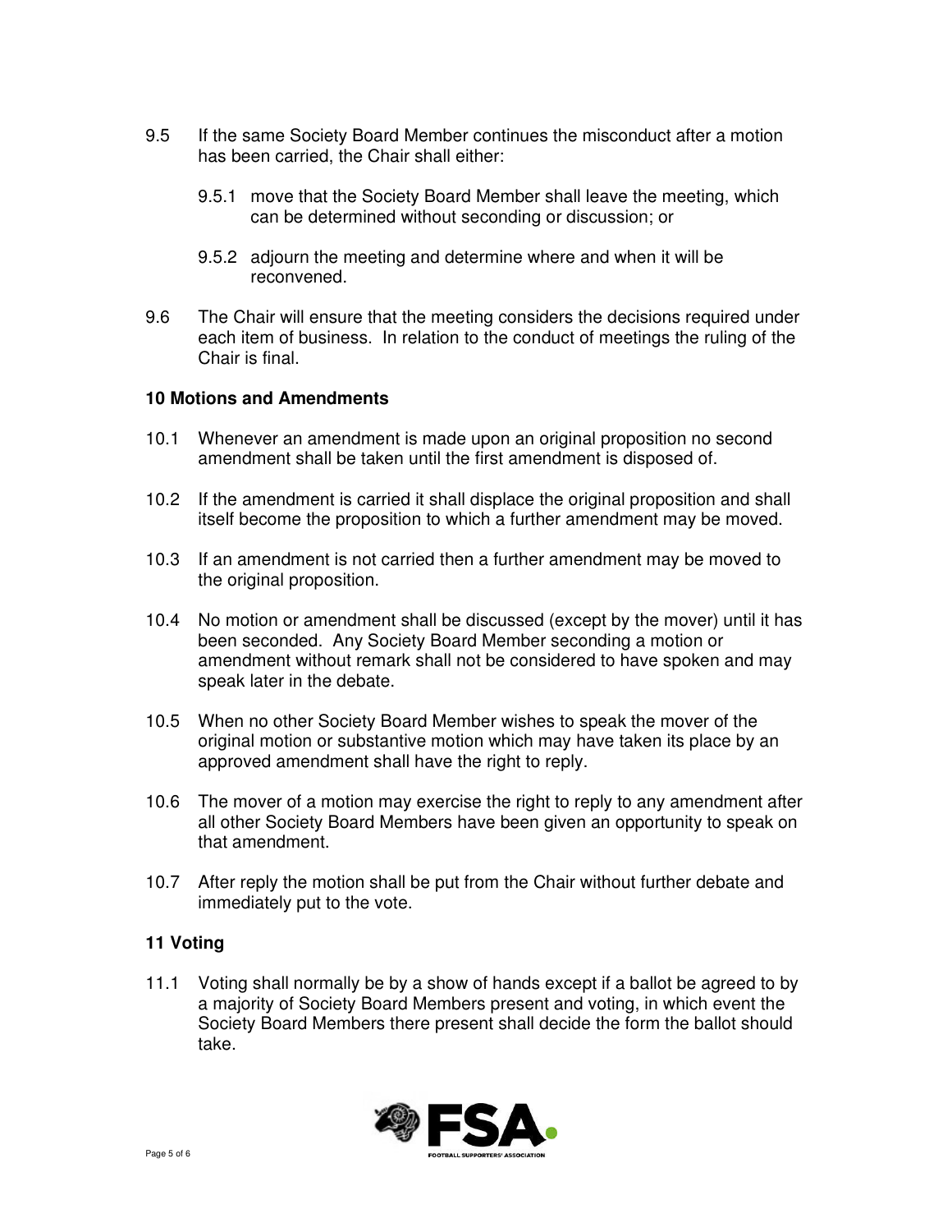9.5 If the same Society Board Member continues the misconduct after a motion has been carried, the Chair shall either:

   9.5.1 move that the Society Board Member shall leave the meeting, which can be determined without seconding or discussion; or

   9.5.2 adjourn the meeting and determine where and when it will be reconvened.

9.6 The Chair will ensure that the meeting considers the decisions required under each item of business. In relation to the conduct of meetings the ruling of the Chair is final.

### 10 Motions and Amendments

10.1 Whenever an amendment is made upon an original proposition no second amendment shall be taken until the first amendment is disposed of.

10.2 If the amendment is carried it shall displace the original proposition and shall itself become the proposition to which a further amendment may be moved.

10.3 If an amendment is not carried then a further amendment may be moved to the original proposition.

10.4 No motion or amendment shall be discussed (except by the mover) until it has been seconded. Any Society Board Member seconding a motion or amendment without remark shall not be considered to have spoken and may speak later in the debate.

10.5 When no other Society Board Member wishes to speak the mover of the original motion or substantive motion which may have taken its place by an approved amendment shall have the right to reply.

10.6 The mover of a motion may exercise the right to reply to any amendment after all other Society Board Members have been given an opportunity to speak on that amendment.

10.7 After reply the motion shall be put from the Chair without further debate and immediately put to the vote.

### 11 Voting

11.1 Voting shall normally be by a show of hands except if a ballot be agreed to by a majority of Society Board Members present and voting, in which event the Society Board Members there present shall decide the form the ballot should take.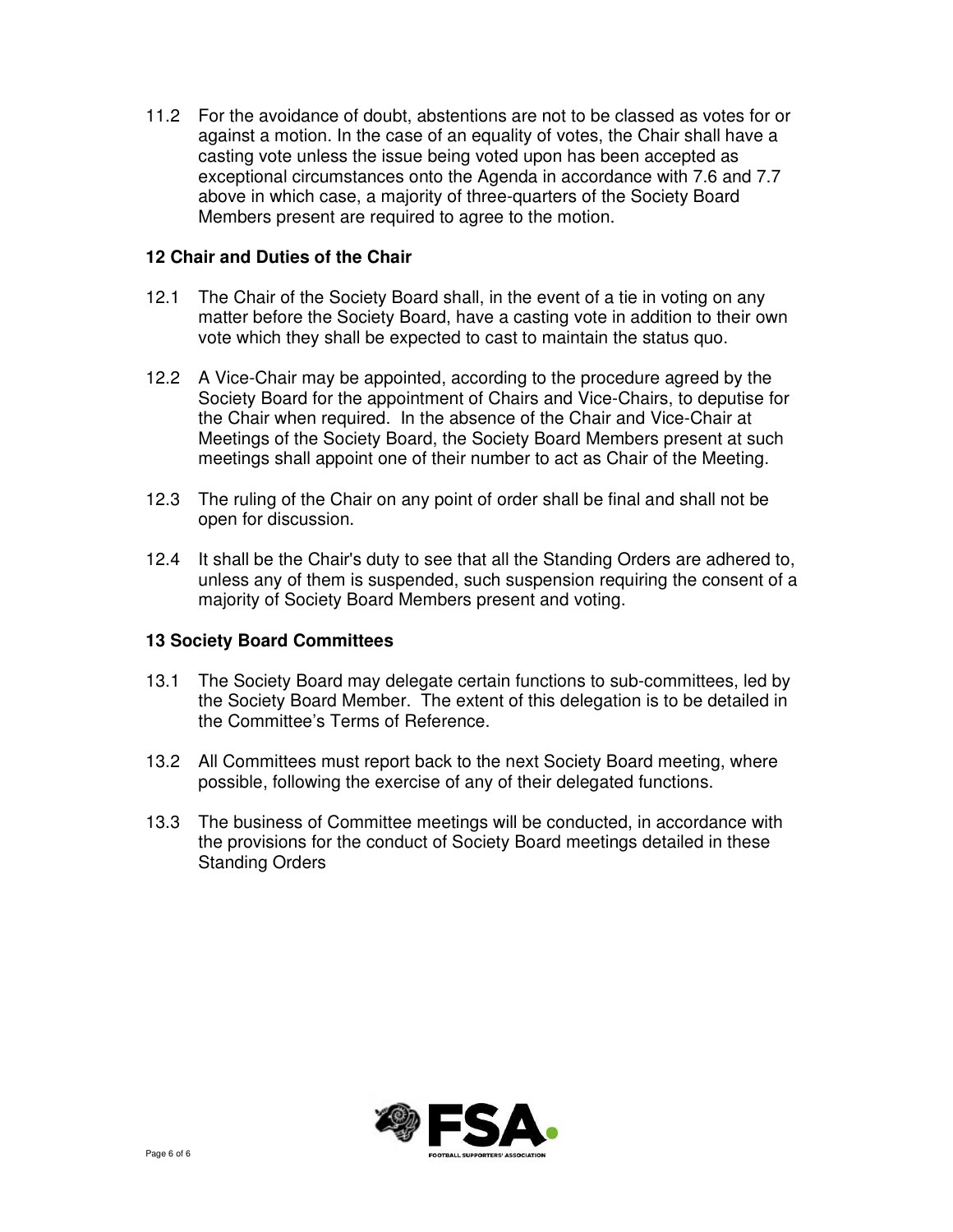11.2 For the avoidance of doubt, abstentions are not to be classed as votes for or against a motion. In the case of an equality of votes, the Chair shall have a casting vote unless the issue being voted upon has been accepted as exceptional circumstances onto the Agenda in accordance with 7.6 and 7.7 above in which case, a majority of three-quarters of the Society Board Members present are required to agree to the motion.

### 12 Chair and Duties of the Chair

12.1 The Chair of the Society Board shall, in the event of a tie in voting on any matter before the Society Board, have a casting vote in addition to their own vote which they shall be expected to cast to maintain the status quo.

12.2 A Vice-Chair may be appointed, according to the procedure agreed by the Society Board for the appointment of Chairs and Vice-Chairs, to deputise for the Chair when required. In the absence of the Chair and Vice-Chair at Meetings of the Society Board, the Society Board Members present at such meetings shall appoint one of their number to act as Chair of the Meeting.

12.3 The ruling of the Chair on any point of order shall be final and shall not be open for discussion.

12.4 It shall be the Chair's duty to see that all the Standing Orders are adhered to, unless any of them is suspended, such suspension requiring the consent of a majority of Society Board Members present and voting.

### 13 Society Board Committees

13.1 The Society Board may delegate certain functions to sub-committees, led by the Society Board Member. The extent of this delegation is to be detailed in the Committee's Terms of Reference.

13.2 All Committees must report back to the next Society Board meeting, where possible, following the exercise of any of their delegated functions.

13.3 The business of Committee meetings will be conducted, in accordance with the provisions for the conduct of Society Board meetings detailed in these Standing Orders